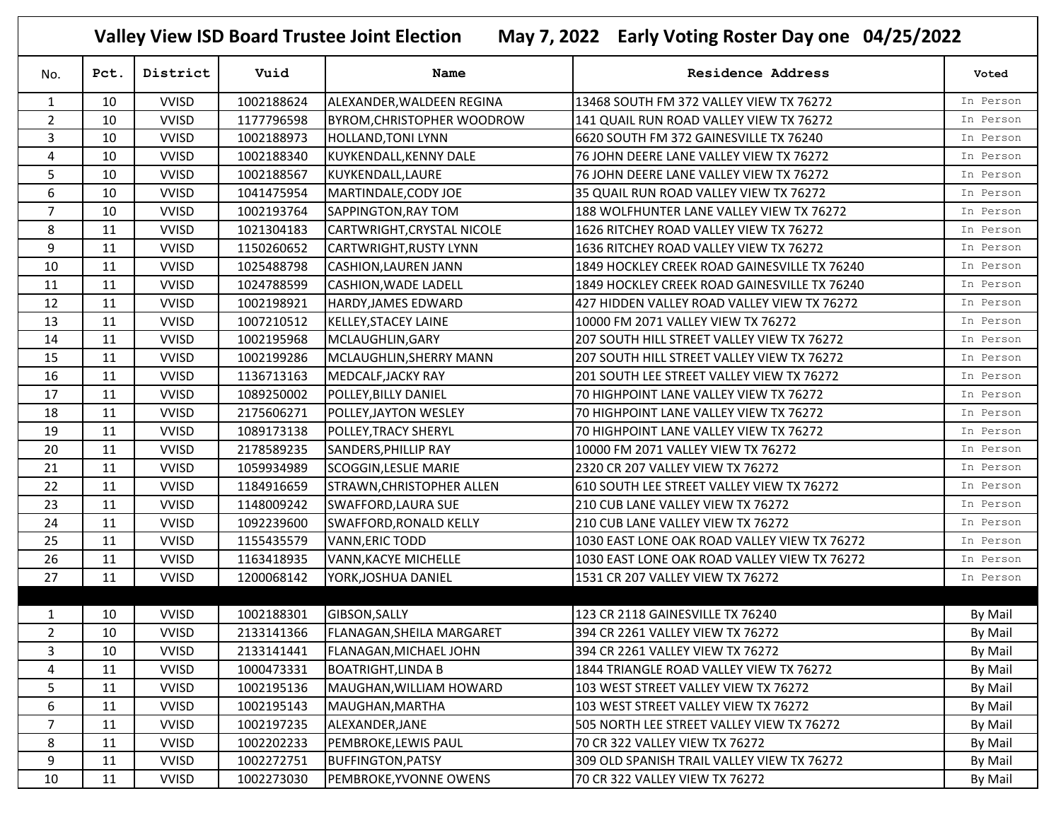# Valley View ISD Board Trustee Joint Election May 7, 2022 Early Voting Roster Day one 04/25/2022

| No. | Pct. | District | Vuid | Name | Residence Address | Voted |
|---|---|---|---|---|---|---|
| 1 | 10 | VVISD | 1002188624 | ALEXANDER,WALDEEN REGINA | 13468 SOUTH FM 372 VALLEY VIEW TX 76272 | In Person |
| 2 | 10 | VVISD | 1177796598 | BYROM,CHRISTOPHER WOODROW | 141 QUAIL RUN ROAD VALLEY VIEW TX 76272 | In Person |
| 3 | 10 | VVISD | 1002188973 | HOLLAND,TONI LYNN | 6620 SOUTH FM 372 GAINESVILLE TX 76240 | In Person |
| 4 | 10 | VVISD | 1002188340 | KUYKENDALL,KENNY DALE | 76 JOHN DEERE LANE VALLEY VIEW TX 76272 | In Person |
| 5 | 10 | VVISD | 1002188567 | KUYKENDALL,LAURE | 76 JOHN DEERE LANE VALLEY VIEW TX 76272 | In Person |
| 6 | 10 | VVISD | 1041475954 | MARTINDALE,CODY JOE | 35 QUAIL RUN ROAD VALLEY VIEW TX 76272 | In Person |
| 7 | 10 | VVISD | 1002193764 | SAPPINGTON,RAY TOM | 188 WOLFHUNTER LANE VALLEY VIEW TX 76272 | In Person |
| 8 | 11 | VVISD | 1021304183 | CARTWRIGHT,CRYSTAL NICOLE | 1626 RITCHEY ROAD VALLEY VIEW TX 76272 | In Person |
| 9 | 11 | VVISD | 1150260652 | CARTWRIGHT,RUSTY LYNN | 1636 RITCHEY ROAD VALLEY VIEW TX 76272 | In Person |
| 10 | 11 | VVISD | 1025488798 | CASHION,LAUREN JANN | 1849 HOCKLEY CREEK ROAD GAINESVILLE TX 76240 | In Person |
| 11 | 11 | VVISD | 1024788599 | CASHION,WADE LADELL | 1849 HOCKLEY CREEK ROAD GAINESVILLE TX 76240 | In Person |
| 12 | 11 | VVISD | 1002198921 | HARDY,JAMES EDWARD | 427 HIDDEN VALLEY ROAD VALLEY VIEW TX 76272 | In Person |
| 13 | 11 | VVISD | 1007210512 | KELLEY,STACEY LAINE | 10000 FM 2071 VALLEY VIEW TX 76272 | In Person |
| 14 | 11 | VVISD | 1002195968 | MCLAUGHLIN,GARY | 207 SOUTH HILL STREET VALLEY VIEW TX 76272 | In Person |
| 15 | 11 | VVISD | 1002199286 | MCLAUGHLIN,SHERRY MANN | 207 SOUTH HILL STREET VALLEY VIEW TX 76272 | In Person |
| 16 | 11 | VVISD | 1136713163 | MEDCALF,JACKY RAY | 201 SOUTH LEE STREET VALLEY VIEW TX 76272 | In Person |
| 17 | 11 | VVISD | 1089250002 | POLLEY,BILLY DANIEL | 70 HIGHPOINT LANE VALLEY VIEW TX 76272 | In Person |
| 18 | 11 | VVISD | 2175606271 | POLLEY,JAYTON WESLEY | 70 HIGHPOINT LANE VALLEY VIEW TX 76272 | In Person |
| 19 | 11 | VVISD | 1089173138 | POLLEY,TRACY SHERYL | 70 HIGHPOINT LANE VALLEY VIEW TX 76272 | In Person |
| 20 | 11 | VVISD | 2178589235 | SANDERS,PHILLIP RAY | 10000 FM 2071 VALLEY VIEW TX 76272 | In Person |
| 21 | 11 | VVISD | 1059934989 | SCOGGIN,LESLIE MARIE | 2320 CR 207 VALLEY VIEW TX 76272 | In Person |
| 22 | 11 | VVISD | 1184916659 | STRAWN,CHRISTOPHER ALLEN | 610 SOUTH LEE STREET VALLEY VIEW TX 76272 | In Person |
| 23 | 11 | VVISD | 1148009242 | SWAFFORD,LAURA SUE | 210 CUB LANE VALLEY VIEW TX 76272 | In Person |
| 24 | 11 | VVISD | 1092239600 | SWAFFORD,RONALD KELLY | 210 CUB LANE VALLEY VIEW TX 76272 | In Person |
| 25 | 11 | VVISD | 1155435579 | VANN,ERIC TODD | 1030 EAST LONE OAK ROAD VALLEY VIEW TX 76272 | In Person |
| 26 | 11 | VVISD | 1163418935 | VANN,KACYE MICHELLE | 1030 EAST LONE OAK ROAD VALLEY VIEW TX 76272 | In Person |
| 27 | 11 | VVISD | 1200068142 | YORK,JOSHUA DANIEL | 1531 CR 207 VALLEY VIEW TX 76272 | In Person |
| | | | | | | |
| 1 | 10 | VVISD | 1002188301 | GIBSON,SALLY | 123 CR 2118 GAINESVILLE TX 76240 | By Mail |
| 2 | 10 | VVISD | 2133141366 | FLANAGAN,SHEILA MARGARET | 394 CR 2261 VALLEY VIEW TX 76272 | By Mail |
| 3 | 10 | VVISD | 2133141441 | FLANAGAN,MICHAEL JOHN | 394 CR 2261 VALLEY VIEW TX 76272 | By Mail |
| 4 | 11 | VVISD | 1000473331 | BOATRIGHT,LINDA B | 1844 TRIANGLE ROAD VALLEY VIEW TX 76272 | By Mail |
| 5 | 11 | VVISD | 1002195136 | MAUGHAN,WILLIAM HOWARD | 103 WEST STREET VALLEY VIEW TX 76272 | By Mail |
| 6 | 11 | VVISD | 1002195143 | MAUGHAN,MARTHA | 103 WEST STREET VALLEY VIEW TX 76272 | By Mail |
| 7 | 11 | VVISD | 1002197235 | ALEXANDER,JANE | 505 NORTH LEE STREET VALLEY VIEW TX 76272 | By Mail |
| 8 | 11 | VVISD | 1002202233 | PEMBROKE,LEWIS PAUL | 70 CR 322 VALLEY VIEW TX 76272 | By Mail |
| 9 | 11 | VVISD | 1002272751 | BUFFINGTON,PATSY | 309 OLD SPANISH TRAIL VALLEY VIEW TX 76272 | By Mail |
| 10 | 11 | VVISD | 1002273030 | PEMBROKE,YVONNE OWENS | 70 CR 322 VALLEY VIEW TX 76272 | By Mail |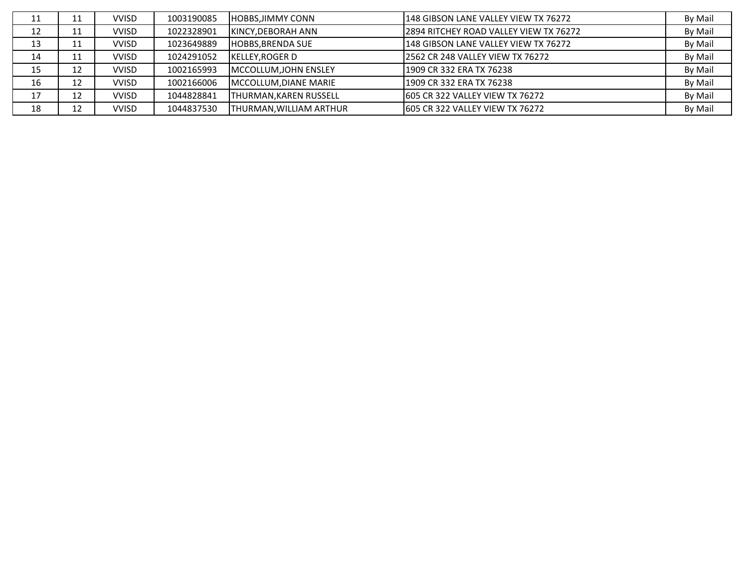| | | | | | | |
|---|---|---|---|---|---|---|
| 11 | 11 | VVISD | 1003190085 | HOBBS,JIMMY CONN | 148 GIBSON LANE VALLEY VIEW TX 76272 | By Mail |
| 12 | 11 | VVISD | 1022328901 | KINCY,DEBORAH ANN | 2894 RITCHEY ROAD VALLEY VIEW TX 76272 | By Mail |
| 13 | 11 | VVISD | 1023649889 | HOBBS,BRENDA SUE | 148 GIBSON LANE VALLEY VIEW TX 76272 | By Mail |
| 14 | 11 | VVISD | 1024291052 | KELLEY,ROGER D | 2562 CR 248 VALLEY VIEW TX 76272 | By Mail |
| 15 | 12 | VVISD | 1002165993 | MCCOLLUM,JOHN ENSLEY | 1909 CR 332 ERA TX 76238 | By Mail |
| 16 | 12 | VVISD | 1002166006 | MCCOLLUM,DIANE MARIE | 1909 CR 332 ERA TX 76238 | By Mail |
| 17 | 12 | VVISD | 1044828841 | THURMAN,KAREN RUSSELL | 605 CR 322 VALLEY VIEW TX 76272 | By Mail |
| 18 | 12 | VVISD | 1044837530 | THURMAN,WILLIAM ARTHUR | 605 CR 322 VALLEY VIEW TX 76272 | By Mail |